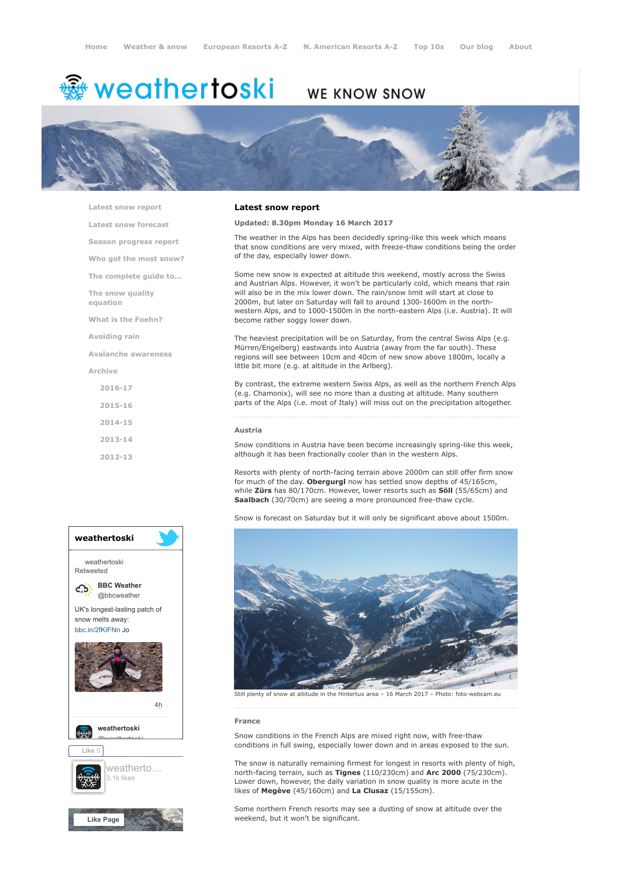Home   Weather & snow   European Resorts A-Z   N. American Resorts A-Z   Top 10s   Our blog   About

# weathertoski

WE KNOW SNOW

- Latest snow report
- Latest snow forecast
- Season progress report
- Who got the most snow?
- The complete guide to...
- The snow quality equation
- What is the Foehn?
- Avoiding rain
- Avalanche awareness
- Archive
  - 2016-17
  - 2015-16
  - 2014-15
  - 2013-14
  - 2012-13

## Latest snow report

**Updated: 8.30pm Monday 16 March 2017**

The weather in the Alps has been decidedly spring-like this week which means that snow conditions are very mixed, with freeze-thaw conditions being the order of the day, especially lower down.

Some new snow is expected at altitude this weekend, mostly across the Swiss and Austrian Alps. However, it won't be particularly cold, which means that rain will also be in the mix lower down. The rain/snow limit will start at close to 2000m, but later on Saturday will fall to around 1300-1600m in the north-western Alps, and to 1000-1500m in the north-eastern Alps (i.e. Austria). It will become rather soggy lower down.

The heaviest precipitation will be on Saturday, from the central Swiss Alps (e.g. Mürren/Engelberg) eastwards into Austria (away from the far south). These regions will see between 10cm and 40cm of new snow above 1800m, locally a little bit more (e.g. at altitude in the Arlberg).

By contrast, the extreme western Swiss Alps, as well as the northern French Alps (e.g. Chamonix), will see no more than a dusting at altitude. Many southern parts of the Alps (i.e. most of Italy) will miss out on the precipitation altogether.

### Austria

Snow conditions in Austria have been become increasingly spring-like this week, although it has been fractionally cooler than in the western Alps.

Resorts with plenty of north-facing terrain above 2000m can still offer firm snow for much of the day. **Obergurgl** now has settled snow depths of 45/165cm, while **Zürs** has 80/170cm. However, lower resorts such as **Söll** (55/65cm) and **Saalbach** (30/70cm) are seeing a more pronounced free-thaw cycle.

Snow is forecast on Saturday but it will only be significant above about 1500m.

Still plenty of snow at altitude in the Hintertux area – 16 March 2017 – Photo: foto-webcam.eu

### France

Snow conditions in the French Alps are mixed right now, with free-thaw conditions in full swing, especially lower down and in areas exposed to the sun.

The snow is naturally remaining firmest for longest in resorts with plenty of high, north-facing terrain, such as **Tignes** (110/230cm) and **Arc 2000** (75/230cm). Lower down, however, the daily variation in snow quality is more acute in the likes of **Megève** (45/160cm) and **La Clusaz** (15/155cm).

Some northern French resorts may see a dusting of snow at altitude over the weekend, but it won't be significant.

**weathertoski**

weathertoski Retweeted

**BBC Weather** @bbcweather

UK's longest-lasting patch of snow melts away: bbc.in/2fKIFNn Jo

4h

**weathertoski** @weathertoski

Like 0

weatherto… 3.1k likes

Like Page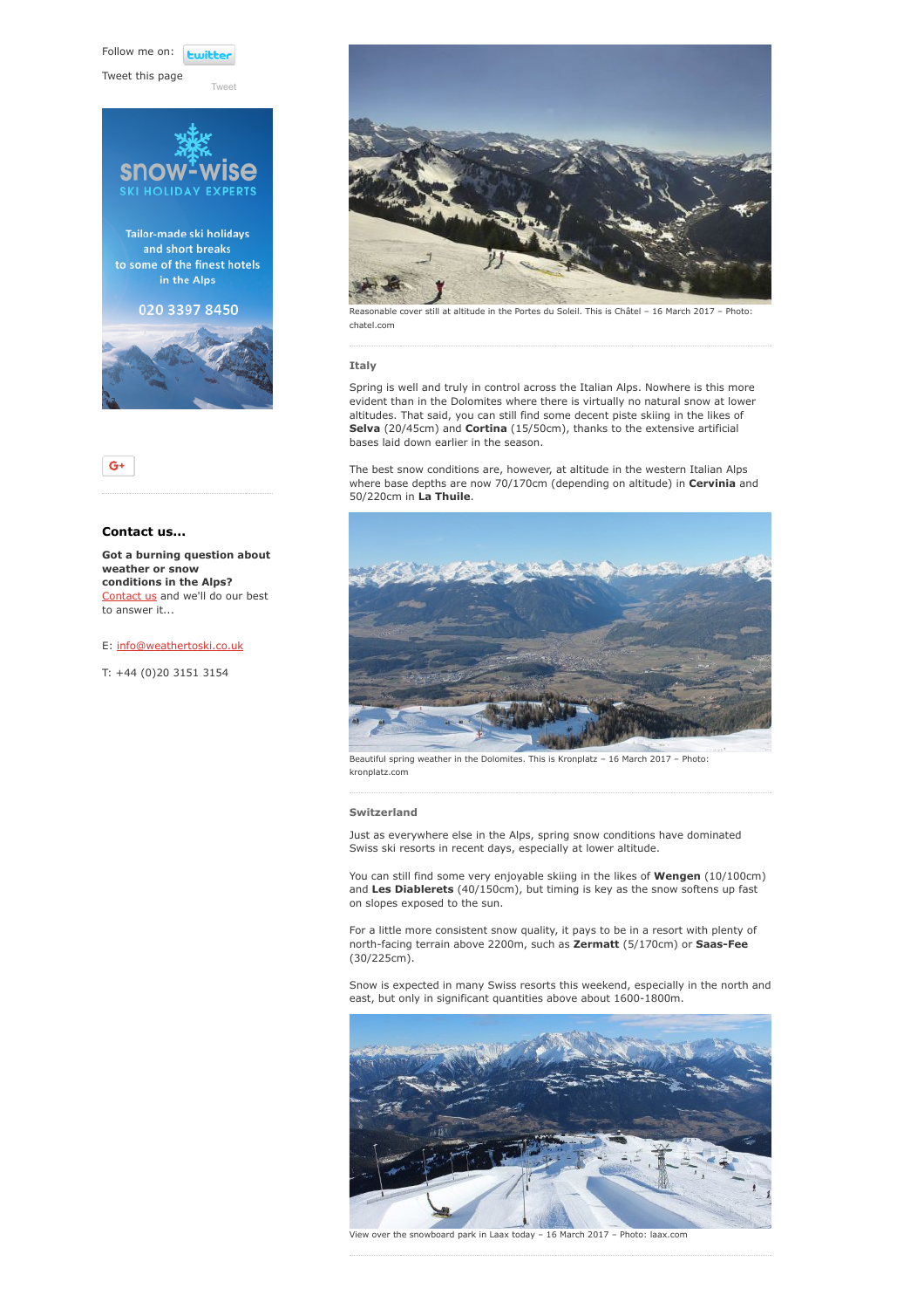Follow me on:

Tweet this page

Tweet

snow-wise SKI HOLIDAY EXPERTS

Tailor-made ski holidays and short breaks to some of the finest hotels in the Alps

020 3397 8450

### Contact us...

**Got a burning question about weather or snow conditions in the Alps?** Contact us and we'll do our best to answer it...

E: info@weathertoski.co.uk

T: +44 (0)20 3151 3154

Reasonable cover still at altitude in the Portes du Soleil. This is Châtel – 16 March 2017 – Photo: chatel.com

#### Italy

Spring is well and truly in control across the Italian Alps. Nowhere is this more evident than in the Dolomites where there is virtually no natural snow at lower altitudes. That said, you can still find some decent piste skiing in the likes of **Selva** (20/45cm) and **Cortina** (15/50cm), thanks to the extensive artificial bases laid down earlier in the season.

The best snow conditions are, however, at altitude in the western Italian Alps where base depths are now 70/170cm (depending on altitude) in **Cervinia** and 50/220cm in **La Thuile**.

Beautiful spring weather in the Dolomites. This is Kronplatz – 16 March 2017 – Photo: kronplatz.com

#### Switzerland

Just as everywhere else in the Alps, spring snow conditions have dominated Swiss ski resorts in recent days, especially at lower altitude.

You can still find some very enjoyable skiing in the likes of **Wengen** (10/100cm) and **Les Diablerets** (40/150cm), but timing is key as the snow softens up fast on slopes exposed to the sun.

For a little more consistent snow quality, it pays to be in a resort with plenty of north-facing terrain above 2200m, such as **Zermatt** (5/170cm) or **Saas-Fee** (30/225cm).

Snow is expected in many Swiss resorts this weekend, especially in the north and east, but only in significant quantities above about 1600-1800m.

View over the snowboard park in Laax today – 16 March 2017 – Photo: laax.com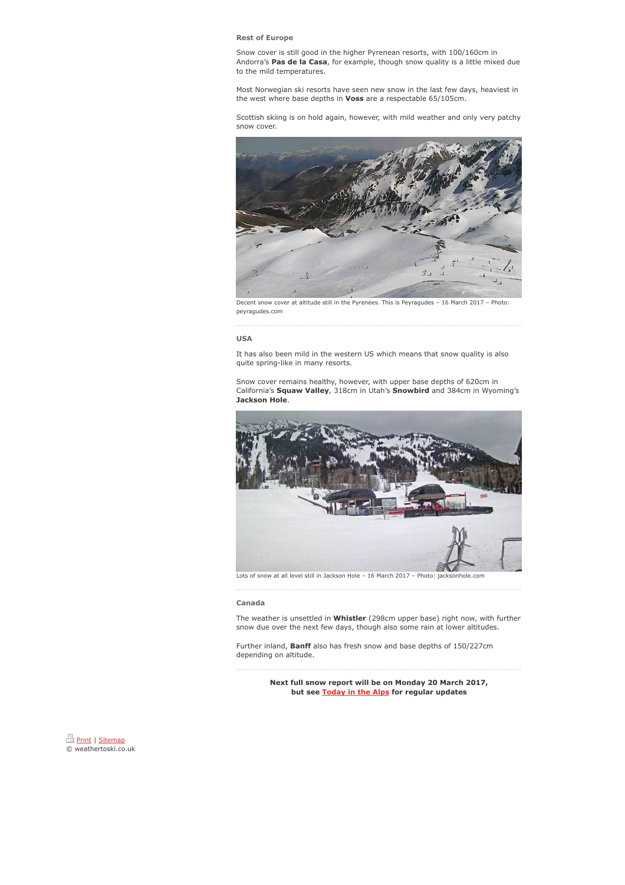### Rest of Europe

Snow cover is still good in the higher Pyrenean resorts, with 100/160cm in Andorra's **Pas de la Casa**, for example, though snow quality is a little mixed due to the mild temperatures.

Most Norwegian ski resorts have seen new snow in the last few days, heaviest in the west where base depths in **Voss** are a respectable 65/105cm.

Scottish skiing is on hold again, however, with mild weather and only very patchy snow cover.

Decent snow cover at altitude still in the Pyrenees. This is Peyragudes – 16 March 2017 – Photo: peyragudes.com

### USA

It has also been mild in the western US which means that snow quality is also quite spring-like in many resorts.

Snow cover remains healthy, however, with upper base depths of 620cm in California's **Squaw Valley**, 318cm in Utah's **Snowbird** and 384cm in Wyoming's **Jackson Hole**.

Lots of snow at all level still in Jackson Hole – 16 March 2017 – Photo: jacksonhole.com

### Canada

The weather is unsettled in **Whistler** (298cm upper base) right now, with further snow due over the next few days, though also some rain at lower altitudes.

Further inland, **Banff** also has fresh snow and base depths of 150/227cm depending on altitude.

**Next full snow report will be on Monday 20 March 2017, but see Today in the Alps for regular updates**

Print | Sitemap
© weathertoski.co.uk